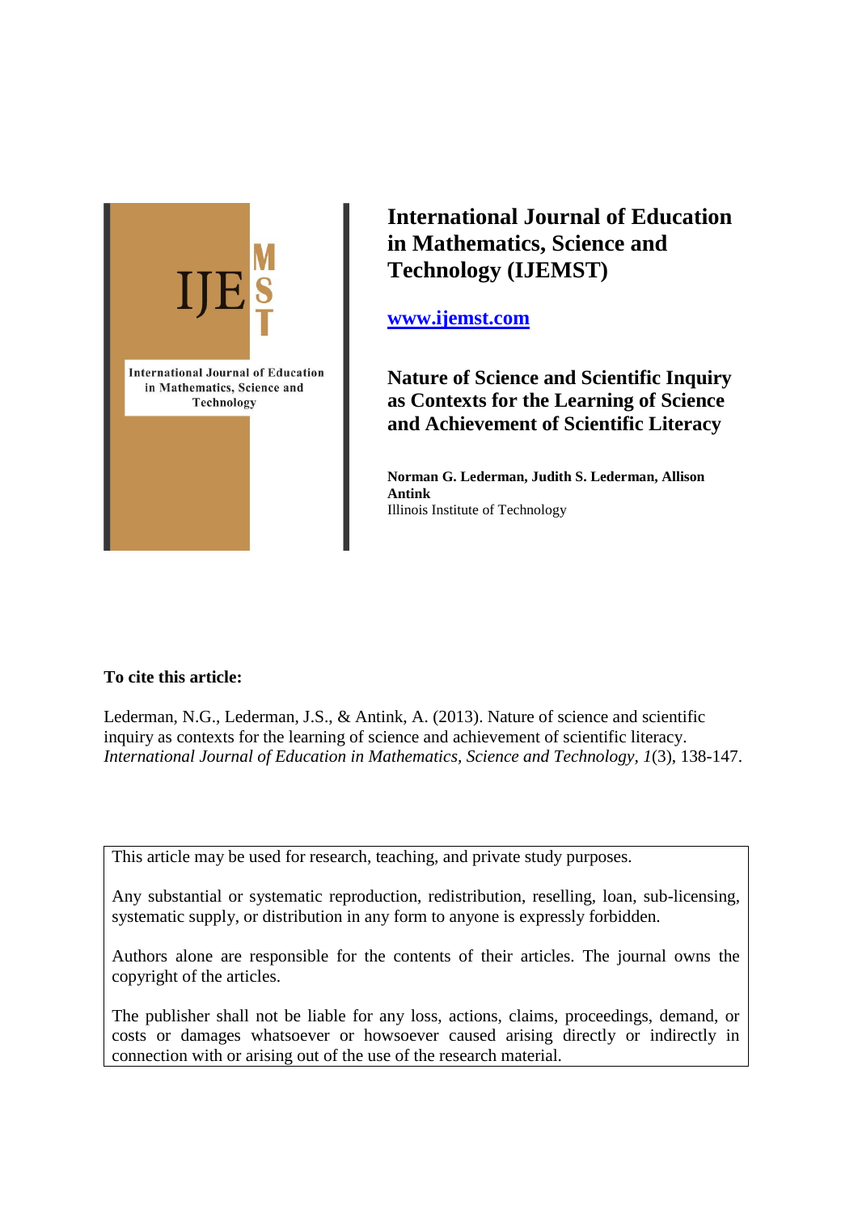IJEMST

International Journal of Education in Mathematics, Science and Technology

# International Journal of Education in Mathematics, Science and Technology (IJEMST)

**www.ijemst.com**

## Nature of Science and Scientific Inquiry as Contexts for the Learning of Science and Achievement of Scientific Literacy

**Norman G. Lederman, Judith S. Lederman, Allison Antink**
Illinois Institute of Technology

**To cite this article:**

Lederman, N.G., Lederman, J.S., & Antink, A. (2013). Nature of science and scientific inquiry as contexts for the learning of science and achievement of scientific literacy. *International Journal of Education in Mathematics, Science and Technology, 1*(3), 138-147.

This article may be used for research, teaching, and private study purposes.

Any substantial or systematic reproduction, redistribution, reselling, loan, sub-licensing, systematic supply, or distribution in any form to anyone is expressly forbidden.

Authors alone are responsible for the contents of their articles. The journal owns the copyright of the articles.

The publisher shall not be liable for any loss, actions, claims, proceedings, demand, or costs or damages whatsoever or howsoever caused arising directly or indirectly in connection with or arising out of the use of the research material.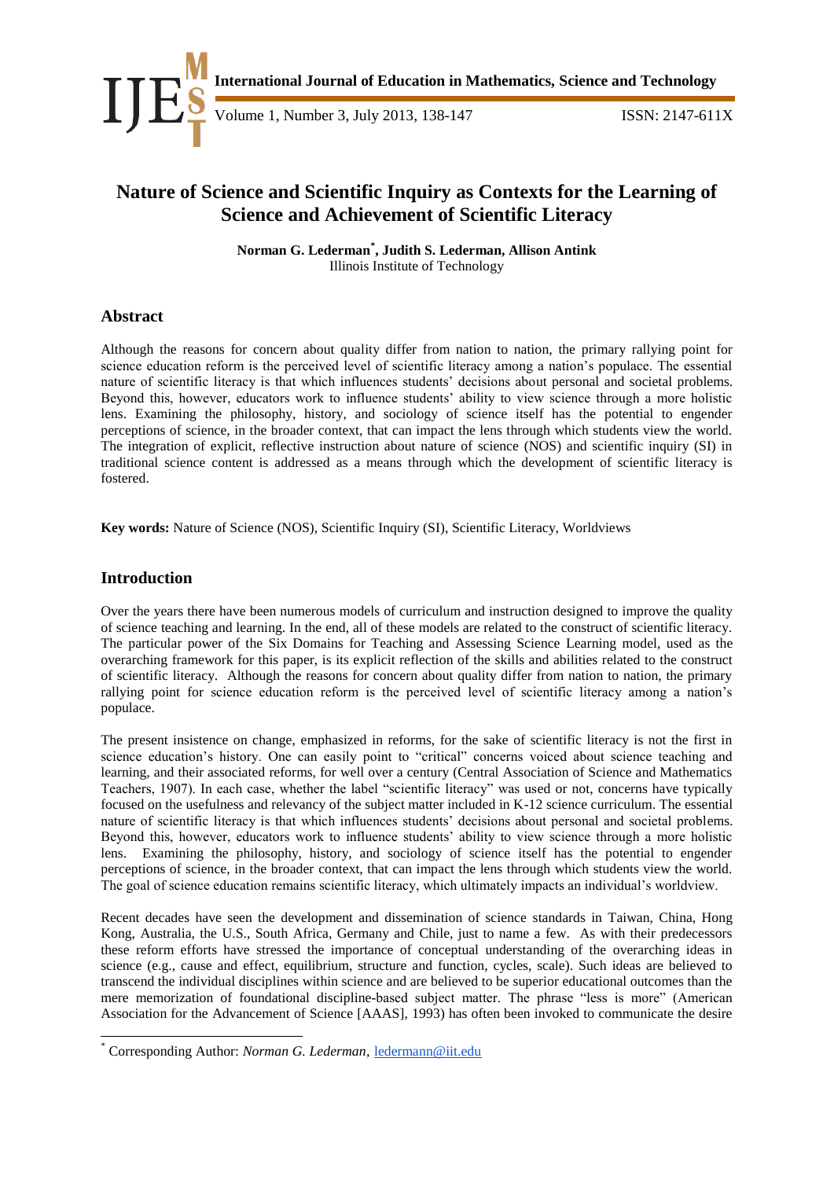# Nature of Science and Scientific Inquiry as Contexts for the Learning of Science and Achievement of Scientific Literacy

**Norman G. Lederman[*], Judith S. Lederman, Allison Antink**
Illinois Institute of Technology

## Abstract

Although the reasons for concern about quality differ from nation to nation, the primary rallying point for science education reform is the perceived level of scientific literacy among a nation's populace. The essential nature of scientific literacy is that which influences students' decisions about personal and societal problems. Beyond this, however, educators work to influence students' ability to view science through a more holistic lens. Examining the philosophy, history, and sociology of science itself has the potential to engender perceptions of science, in the broader context, that can impact the lens through which students view the world. The integration of explicit, reflective instruction about nature of science (NOS) and scientific inquiry (SI) in traditional science content is addressed as a means through which the development of scientific literacy is fostered.

**Key words:** Nature of Science (NOS), Scientific Inquiry (SI), Scientific Literacy, Worldviews

## Introduction

Over the years there have been numerous models of curriculum and instruction designed to improve the quality of science teaching and learning. In the end, all of these models are related to the construct of scientific literacy. The particular power of the Six Domains for Teaching and Assessing Science Learning model, used as the overarching framework for this paper, is its explicit reflection of the skills and abilities related to the construct of scientific literacy. Although the reasons for concern about quality differ from nation to nation, the primary rallying point for science education reform is the perceived level of scientific literacy among a nation's populace.

The present insistence on change, emphasized in reforms, for the sake of scientific literacy is not the first in science education's history. One can easily point to "critical" concerns voiced about science teaching and learning, and their associated reforms, for well over a century (Central Association of Science and Mathematics Teachers, 1907). In each case, whether the label "scientific literacy" was used or not, concerns have typically focused on the usefulness and relevancy of the subject matter included in K-12 science curriculum. The essential nature of scientific literacy is that which influences students' decisions about personal and societal problems. Beyond this, however, educators work to influence students' ability to view science through a more holistic lens. Examining the philosophy, history, and sociology of science itself has the potential to engender perceptions of science, in the broader context, that can impact the lens through which students view the world. The goal of science education remains scientific literacy, which ultimately impacts an individual's worldview.

Recent decades have seen the development and dissemination of science standards in Taiwan, China, Hong Kong, Australia, the U.S., South Africa, Germany and Chile, just to name a few. As with their predecessors these reform efforts have stressed the importance of conceptual understanding of the overarching ideas in science (e.g., cause and effect, equilibrium, structure and function, cycles, scale). Such ideas are believed to transcend the individual disciplines within science and are believed to be superior educational outcomes than the mere memorization of foundational discipline-based subject matter. The phrase "less is more" (American Association for the Advancement of Science [AAAS], 1993) has often been invoked to communicate the desire

[*] Corresponding Author: *Norman G. Lederman,* ledermann@iit.edu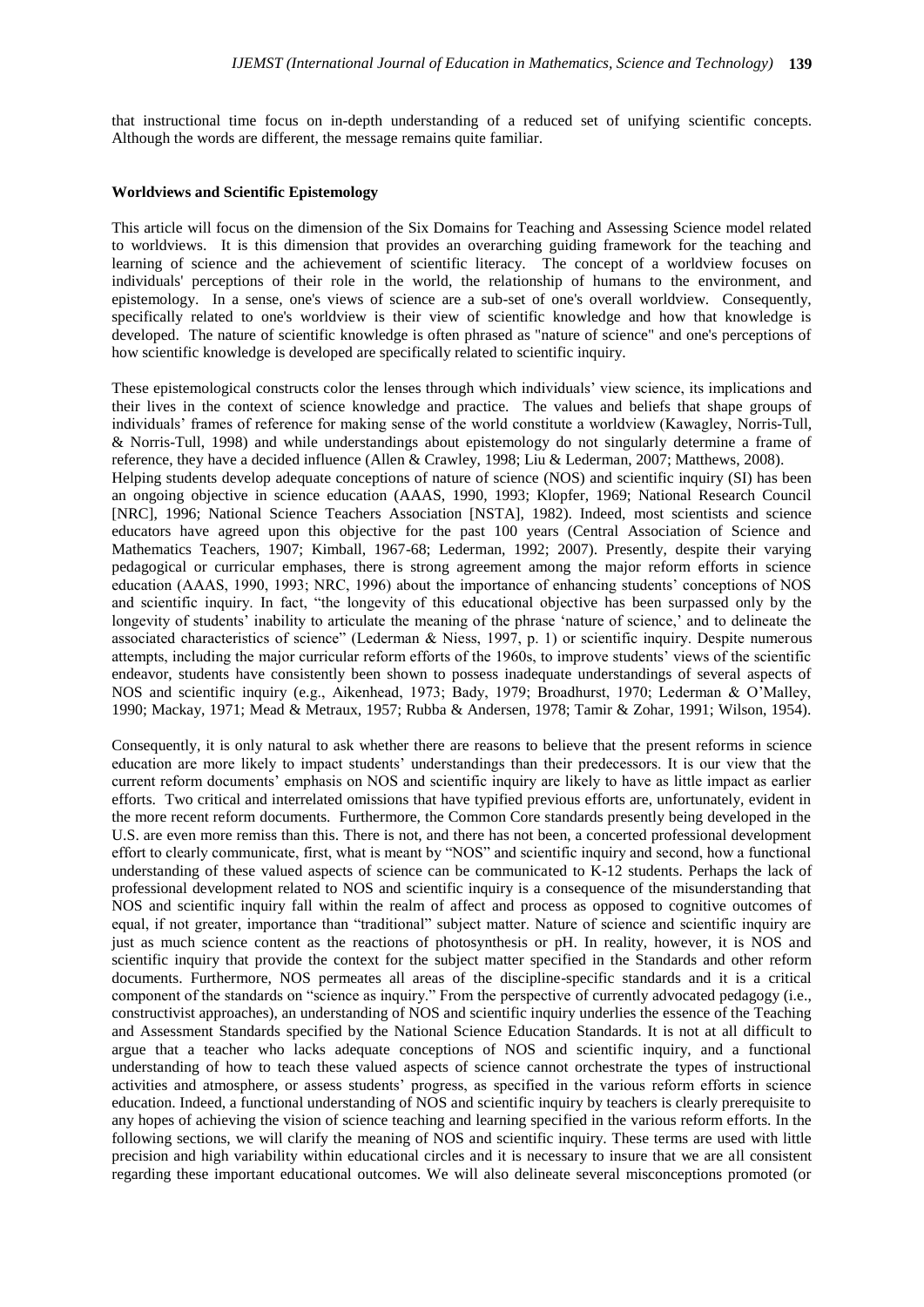that instructional time focus on in-depth understanding of a reduced set of unifying scientific concepts. Although the words are different, the message remains quite familiar.

**Worldviews and Scientific Epistemology**

This article will focus on the dimension of the Six Domains for Teaching and Assessing Science model related to worldviews. It is this dimension that provides an overarching guiding framework for the teaching and learning of science and the achievement of scientific literacy. The concept of a worldview focuses on individuals' perceptions of their role in the world, the relationship of humans to the environment, and epistemology. In a sense, one's views of science are a sub-set of one's overall worldview. Consequently, specifically related to one's worldview is their view of scientific knowledge and how that knowledge is developed. The nature of scientific knowledge is often phrased as "nature of science" and one's perceptions of how scientific knowledge is developed are specifically related to scientific inquiry.

These epistemological constructs color the lenses through which individuals' view science, its implications and their lives in the context of science knowledge and practice. The values and beliefs that shape groups of individuals' frames of reference for making sense of the world constitute a worldview (Kawagley, Norris-Tull, & Norris-Tull, 1998) and while understandings about epistemology do not singularly determine a frame of reference, they have a decided influence (Allen & Crawley, 1998; Liu & Lederman, 2007; Matthews, 2008).

Helping students develop adequate conceptions of nature of science (NOS) and scientific inquiry (SI) has been an ongoing objective in science education (AAAS, 1990, 1993; Klopfer, 1969; National Research Council [NRC], 1996; National Science Teachers Association [NSTA], 1982). Indeed, most scientists and science educators have agreed upon this objective for the past 100 years (Central Association of Science and Mathematics Teachers, 1907; Kimball, 1967-68; Lederman, 1992; 2007). Presently, despite their varying pedagogical or curricular emphases, there is strong agreement among the major reform efforts in science education (AAAS, 1990, 1993; NRC, 1996) about the importance of enhancing students' conceptions of NOS and scientific inquiry. In fact, "the longevity of this educational objective has been surpassed only by the longevity of students' inability to articulate the meaning of the phrase 'nature of science,' and to delineate the associated characteristics of science" (Lederman & Niess, 1997, p. 1) or scientific inquiry. Despite numerous attempts, including the major curricular reform efforts of the 1960s, to improve students' views of the scientific endeavor, students have consistently been shown to possess inadequate understandings of several aspects of NOS and scientific inquiry (e.g., Aikenhead, 1973; Bady, 1979; Broadhurst, 1970; Lederman & O'Malley, 1990; Mackay, 1971; Mead & Metraux, 1957; Rubba & Andersen, 1978; Tamir & Zohar, 1991; Wilson, 1954).

Consequently, it is only natural to ask whether there are reasons to believe that the present reforms in science education are more likely to impact students' understandings than their predecessors. It is our view that the current reform documents' emphasis on NOS and scientific inquiry are likely to have as little impact as earlier efforts. Two critical and interrelated omissions that have typified previous efforts are, unfortunately, evident in the more recent reform documents. Furthermore, the Common Core standards presently being developed in the U.S. are even more remiss than this. There is not, and there has not been, a concerted professional development effort to clearly communicate, first, what is meant by "NOS" and scientific inquiry and second, how a functional understanding of these valued aspects of science can be communicated to K-12 students. Perhaps the lack of professional development related to NOS and scientific inquiry is a consequence of the misunderstanding that NOS and scientific inquiry fall within the realm of affect and process as opposed to cognitive outcomes of equal, if not greater, importance than "traditional" subject matter. Nature of science and scientific inquiry are just as much science content as the reactions of photosynthesis or pH. In reality, however, it is NOS and scientific inquiry that provide the context for the subject matter specified in the Standards and other reform documents. Furthermore, NOS permeates all areas of the discipline-specific standards and it is a critical component of the standards on "science as inquiry." From the perspective of currently advocated pedagogy (i.e., constructivist approaches), an understanding of NOS and scientific inquiry underlies the essence of the Teaching and Assessment Standards specified by the National Science Education Standards. It is not at all difficult to argue that a teacher who lacks adequate conceptions of NOS and scientific inquiry, and a functional understanding of how to teach these valued aspects of science cannot orchestrate the types of instructional activities and atmosphere, or assess students' progress, as specified in the various reform efforts in science education. Indeed, a functional understanding of NOS and scientific inquiry by teachers is clearly prerequisite to any hopes of achieving the vision of science teaching and learning specified in the various reform efforts. In the following sections, we will clarify the meaning of NOS and scientific inquiry. These terms are used with little precision and high variability within educational circles and it is necessary to insure that we are all consistent regarding these important educational outcomes. We will also delineate several misconceptions promoted (or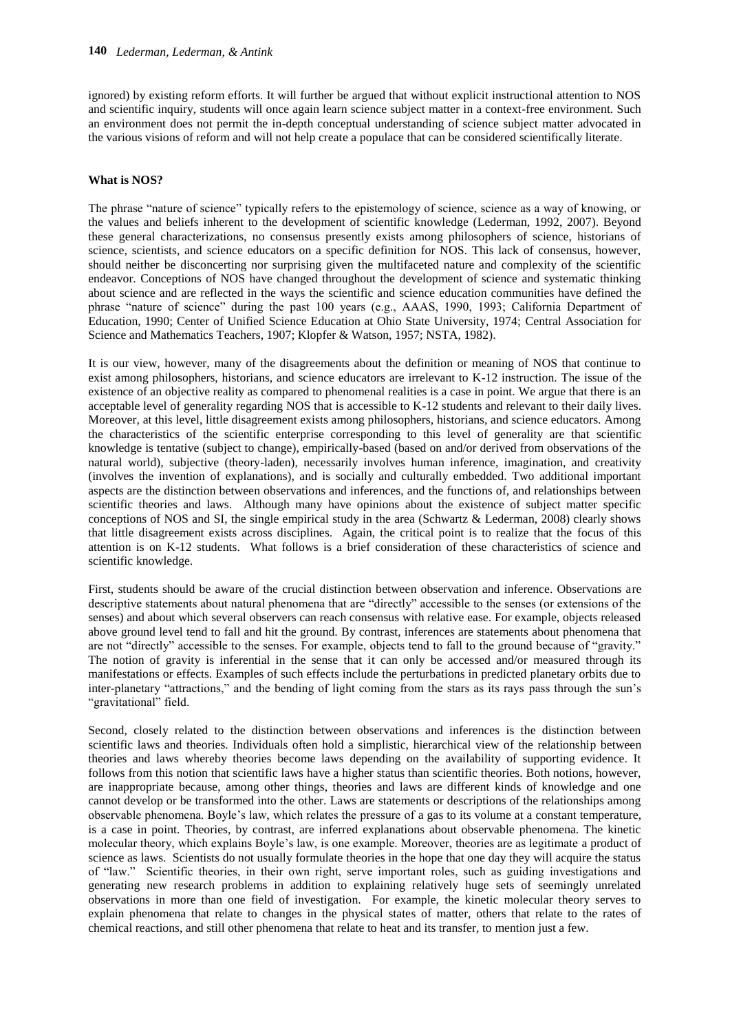ignored) by existing reform efforts. It will further be argued that without explicit instructional attention to NOS and scientific inquiry, students will once again learn science subject matter in a context-free environment. Such an environment does not permit the in-depth conceptual understanding of science subject matter advocated in the various visions of reform and will not help create a populace that can be considered scientifically literate.

**What is NOS?**

The phrase "nature of science" typically refers to the epistemology of science, science as a way of knowing, or the values and beliefs inherent to the development of scientific knowledge (Lederman, 1992, 2007). Beyond these general characterizations, no consensus presently exists among philosophers of science, historians of science, scientists, and science educators on a specific definition for NOS. This lack of consensus, however, should neither be disconcerting nor surprising given the multifaceted nature and complexity of the scientific endeavor. Conceptions of NOS have changed throughout the development of science and systematic thinking about science and are reflected in the ways the scientific and science education communities have defined the phrase "nature of science" during the past 100 years (e.g., AAAS, 1990, 1993; California Department of Education, 1990; Center of Unified Science Education at Ohio State University, 1974; Central Association for Science and Mathematics Teachers, 1907; Klopfer & Watson, 1957; NSTA, 1982).

It is our view, however, many of the disagreements about the definition or meaning of NOS that continue to exist among philosophers, historians, and science educators are irrelevant to K-12 instruction. The issue of the existence of an objective reality as compared to phenomenal realities is a case in point. We argue that there is an acceptable level of generality regarding NOS that is accessible to K-12 students and relevant to their daily lives. Moreover, at this level, little disagreement exists among philosophers, historians, and science educators. Among the characteristics of the scientific enterprise corresponding to this level of generality are that scientific knowledge is tentative (subject to change), empirically-based (based on and/or derived from observations of the natural world), subjective (theory-laden), necessarily involves human inference, imagination, and creativity (involves the invention of explanations), and is socially and culturally embedded. Two additional important aspects are the distinction between observations and inferences, and the functions of, and relationships between scientific theories and laws. Although many have opinions about the existence of subject matter specific conceptions of NOS and SI, the single empirical study in the area (Schwartz & Lederman, 2008) clearly shows that little disagreement exists across disciplines. Again, the critical point is to realize that the focus of this attention is on K-12 students. What follows is a brief consideration of these characteristics of science and scientific knowledge.

First, students should be aware of the crucial distinction between observation and inference. Observations are descriptive statements about natural phenomena that are "directly" accessible to the senses (or extensions of the senses) and about which several observers can reach consensus with relative ease. For example, objects released above ground level tend to fall and hit the ground. By contrast, inferences are statements about phenomena that are not "directly" accessible to the senses. For example, objects tend to fall to the ground because of "gravity." The notion of gravity is inferential in the sense that it can only be accessed and/or measured through its manifestations or effects. Examples of such effects include the perturbations in predicted planetary orbits due to inter-planetary "attractions," and the bending of light coming from the stars as its rays pass through the sun's "gravitational" field.

Second, closely related to the distinction between observations and inferences is the distinction between scientific laws and theories. Individuals often hold a simplistic, hierarchical view of the relationship between theories and laws whereby theories become laws depending on the availability of supporting evidence. It follows from this notion that scientific laws have a higher status than scientific theories. Both notions, however, are inappropriate because, among other things, theories and laws are different kinds of knowledge and one cannot develop or be transformed into the other. Laws are statements or descriptions of the relationships among observable phenomena. Boyle's law, which relates the pressure of a gas to its volume at a constant temperature, is a case in point. Theories, by contrast, are inferred explanations about observable phenomena. The kinetic molecular theory, which explains Boyle's law, is one example. Moreover, theories are as legitimate a product of science as laws. Scientists do not usually formulate theories in the hope that one day they will acquire the status of "law." Scientific theories, in their own right, serve important roles, such as guiding investigations and generating new research problems in addition to explaining relatively huge sets of seemingly unrelated observations in more than one field of investigation. For example, the kinetic molecular theory serves to explain phenomena that relate to changes in the physical states of matter, others that relate to the rates of chemical reactions, and still other phenomena that relate to heat and its transfer, to mention just a few.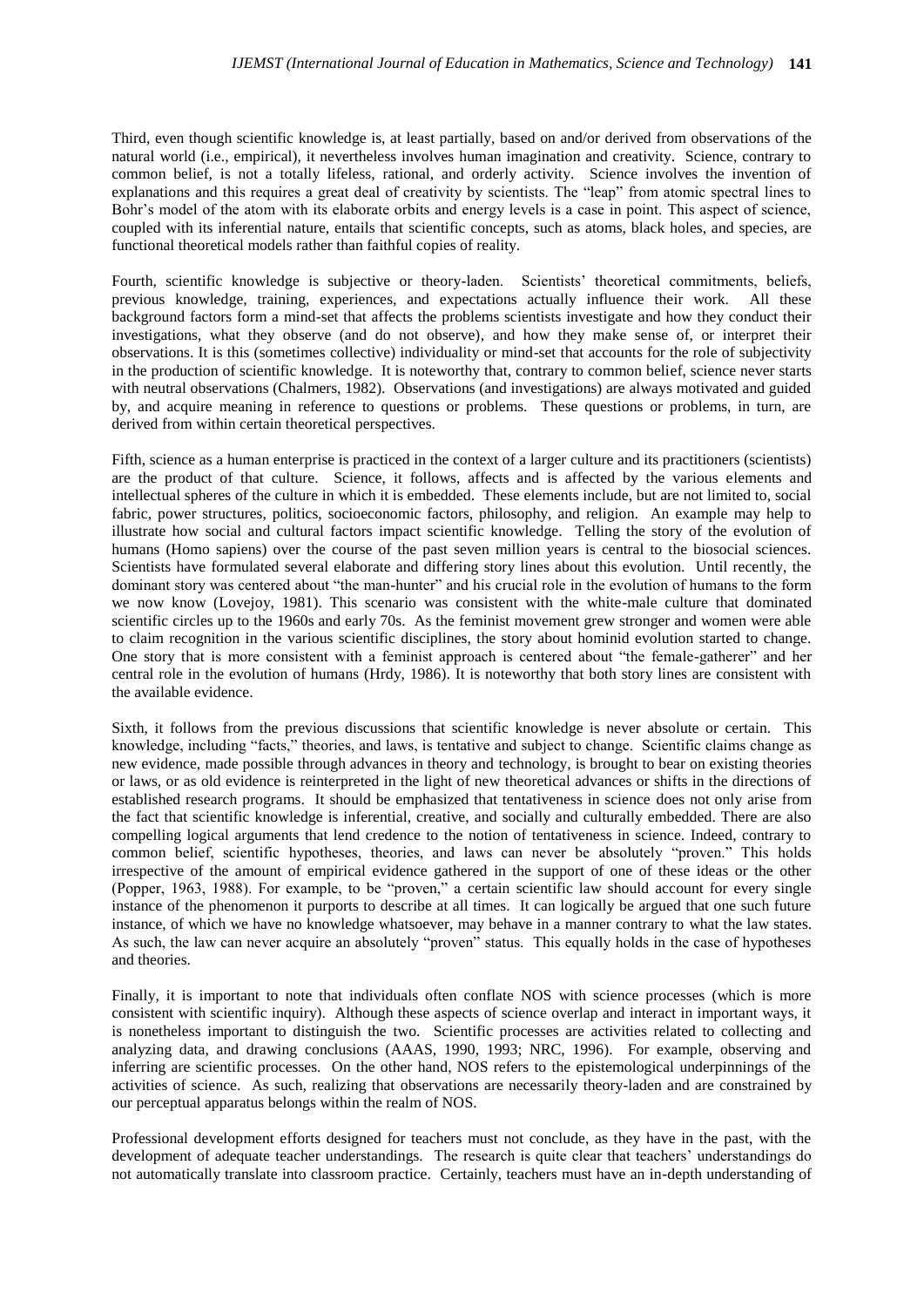Third, even though scientific knowledge is, at least partially, based on and/or derived from observations of the natural world (i.e., empirical), it nevertheless involves human imagination and creativity. Science, contrary to common belief, is not a totally lifeless, rational, and orderly activity. Science involves the invention of explanations and this requires a great deal of creativity by scientists. The "leap" from atomic spectral lines to Bohr's model of the atom with its elaborate orbits and energy levels is a case in point. This aspect of science, coupled with its inferential nature, entails that scientific concepts, such as atoms, black holes, and species, are functional theoretical models rather than faithful copies of reality.

Fourth, scientific knowledge is subjective or theory-laden. Scientists' theoretical commitments, beliefs, previous knowledge, training, experiences, and expectations actually influence their work. All these background factors form a mind-set that affects the problems scientists investigate and how they conduct their investigations, what they observe (and do not observe), and how they make sense of, or interpret their observations. It is this (sometimes collective) individuality or mind-set that accounts for the role of subjectivity in the production of scientific knowledge. It is noteworthy that, contrary to common belief, science never starts with neutral observations (Chalmers, 1982). Observations (and investigations) are always motivated and guided by, and acquire meaning in reference to questions or problems. These questions or problems, in turn, are derived from within certain theoretical perspectives.

Fifth, science as a human enterprise is practiced in the context of a larger culture and its practitioners (scientists) are the product of that culture. Science, it follows, affects and is affected by the various elements and intellectual spheres of the culture in which it is embedded. These elements include, but are not limited to, social fabric, power structures, politics, socioeconomic factors, philosophy, and religion. An example may help to illustrate how social and cultural factors impact scientific knowledge. Telling the story of the evolution of humans (Homo sapiens) over the course of the past seven million years is central to the biosocial sciences. Scientists have formulated several elaborate and differing story lines about this evolution. Until recently, the dominant story was centered about "the man-hunter" and his crucial role in the evolution of humans to the form we now know (Lovejoy, 1981). This scenario was consistent with the white-male culture that dominated scientific circles up to the 1960s and early 70s. As the feminist movement grew stronger and women were able to claim recognition in the various scientific disciplines, the story about hominid evolution started to change. One story that is more consistent with a feminist approach is centered about "the female-gatherer" and her central role in the evolution of humans (Hrdy, 1986). It is noteworthy that both story lines are consistent with the available evidence.

Sixth, it follows from the previous discussions that scientific knowledge is never absolute or certain. This knowledge, including "facts," theories, and laws, is tentative and subject to change. Scientific claims change as new evidence, made possible through advances in theory and technology, is brought to bear on existing theories or laws, or as old evidence is reinterpreted in the light of new theoretical advances or shifts in the directions of established research programs. It should be emphasized that tentativeness in science does not only arise from the fact that scientific knowledge is inferential, creative, and socially and culturally embedded. There are also compelling logical arguments that lend credence to the notion of tentativeness in science. Indeed, contrary to common belief, scientific hypotheses, theories, and laws can never be absolutely "proven." This holds irrespective of the amount of empirical evidence gathered in the support of one of these ideas or the other (Popper, 1963, 1988). For example, to be "proven," a certain scientific law should account for every single instance of the phenomenon it purports to describe at all times. It can logically be argued that one such future instance, of which we have no knowledge whatsoever, may behave in a manner contrary to what the law states. As such, the law can never acquire an absolutely "proven" status. This equally holds in the case of hypotheses and theories.

Finally, it is important to note that individuals often conflate NOS with science processes (which is more consistent with scientific inquiry). Although these aspects of science overlap and interact in important ways, it is nonetheless important to distinguish the two. Scientific processes are activities related to collecting and analyzing data, and drawing conclusions (AAAS, 1990, 1993; NRC, 1996). For example, observing and inferring are scientific processes. On the other hand, NOS refers to the epistemological underpinnings of the activities of science. As such, realizing that observations are necessarily theory-laden and are constrained by our perceptual apparatus belongs within the realm of NOS.

Professional development efforts designed for teachers must not conclude, as they have in the past, with the development of adequate teacher understandings. The research is quite clear that teachers' understandings do not automatically translate into classroom practice. Certainly, teachers must have an in-depth understanding of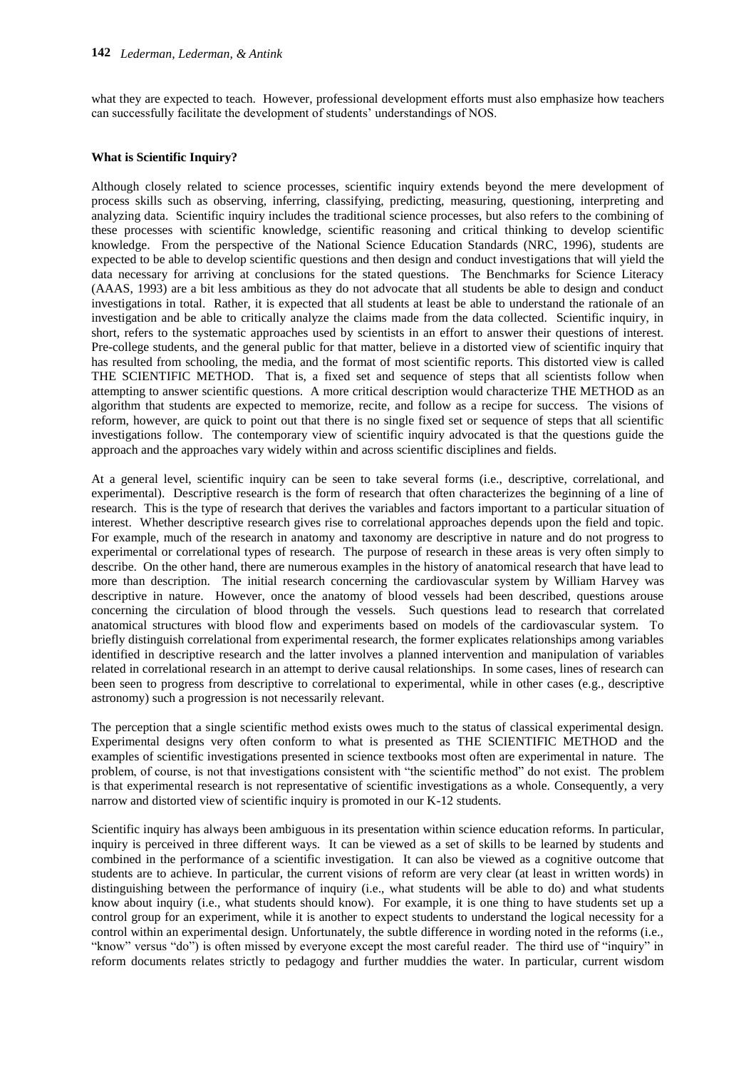what they are expected to teach. However, professional development efforts must also emphasize how teachers can successfully facilitate the development of students' understandings of NOS.

**What is Scientific Inquiry?**

Although closely related to science processes, scientific inquiry extends beyond the mere development of process skills such as observing, inferring, classifying, predicting, measuring, questioning, interpreting and analyzing data. Scientific inquiry includes the traditional science processes, but also refers to the combining of these processes with scientific knowledge, scientific reasoning and critical thinking to develop scientific knowledge. From the perspective of the National Science Education Standards (NRC, 1996), students are expected to be able to develop scientific questions and then design and conduct investigations that will yield the data necessary for arriving at conclusions for the stated questions. The Benchmarks for Science Literacy (AAAS, 1993) are a bit less ambitious as they do not advocate that all students be able to design and conduct investigations in total. Rather, it is expected that all students at least be able to understand the rationale of an investigation and be able to critically analyze the claims made from the data collected. Scientific inquiry, in short, refers to the systematic approaches used by scientists in an effort to answer their questions of interest. Pre-college students, and the general public for that matter, believe in a distorted view of scientific inquiry that has resulted from schooling, the media, and the format of most scientific reports. This distorted view is called THE SCIENTIFIC METHOD. That is, a fixed set and sequence of steps that all scientists follow when attempting to answer scientific questions. A more critical description would characterize THE METHOD as an algorithm that students are expected to memorize, recite, and follow as a recipe for success. The visions of reform, however, are quick to point out that there is no single fixed set or sequence of steps that all scientific investigations follow. The contemporary view of scientific inquiry advocated is that the questions guide the approach and the approaches vary widely within and across scientific disciplines and fields.

At a general level, scientific inquiry can be seen to take several forms (i.e., descriptive, correlational, and experimental). Descriptive research is the form of research that often characterizes the beginning of a line of research. This is the type of research that derives the variables and factors important to a particular situation of interest. Whether descriptive research gives rise to correlational approaches depends upon the field and topic. For example, much of the research in anatomy and taxonomy are descriptive in nature and do not progress to experimental or correlational types of research. The purpose of research in these areas is very often simply to describe. On the other hand, there are numerous examples in the history of anatomical research that have lead to more than description. The initial research concerning the cardiovascular system by William Harvey was descriptive in nature. However, once the anatomy of blood vessels had been described, questions arouse concerning the circulation of blood through the vessels. Such questions lead to research that correlated anatomical structures with blood flow and experiments based on models of the cardiovascular system. To briefly distinguish correlational from experimental research, the former explicates relationships among variables identified in descriptive research and the latter involves a planned intervention and manipulation of variables related in correlational research in an attempt to derive causal relationships. In some cases, lines of research can been seen to progress from descriptive to correlational to experimental, while in other cases (e.g., descriptive astronomy) such a progression is not necessarily relevant.

The perception that a single scientific method exists owes much to the status of classical experimental design. Experimental designs very often conform to what is presented as THE SCIENTIFIC METHOD and the examples of scientific investigations presented in science textbooks most often are experimental in nature. The problem, of course, is not that investigations consistent with "the scientific method" do not exist. The problem is that experimental research is not representative of scientific investigations as a whole. Consequently, a very narrow and distorted view of scientific inquiry is promoted in our K-12 students.

Scientific inquiry has always been ambiguous in its presentation within science education reforms. In particular, inquiry is perceived in three different ways. It can be viewed as a set of skills to be learned by students and combined in the performance of a scientific investigation. It can also be viewed as a cognitive outcome that students are to achieve. In particular, the current visions of reform are very clear (at least in written words) in distinguishing between the performance of inquiry (i.e., what students will be able to do) and what students know about inquiry (i.e., what students should know). For example, it is one thing to have students set up a control group for an experiment, while it is another to expect students to understand the logical necessity for a control within an experimental design. Unfortunately, the subtle difference in wording noted in the reforms (i.e., "know" versus "do") is often missed by everyone except the most careful reader. The third use of "inquiry" in reform documents relates strictly to pedagogy and further muddies the water. In particular, current wisdom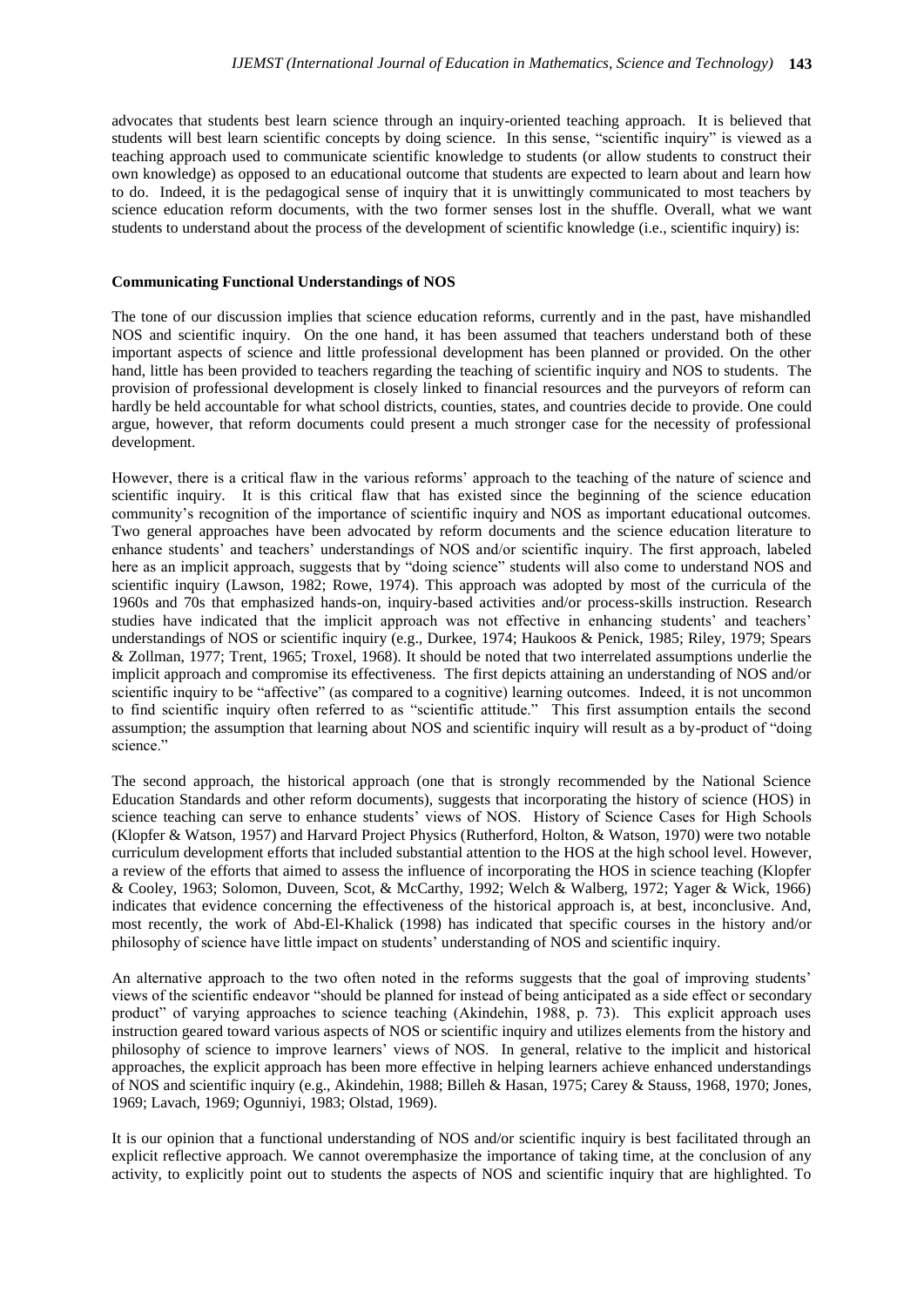advocates that students best learn science through an inquiry-oriented teaching approach. It is believed that students will best learn scientific concepts by doing science. In this sense, "scientific inquiry" is viewed as a teaching approach used to communicate scientific knowledge to students (or allow students to construct their own knowledge) as opposed to an educational outcome that students are expected to learn about and learn how to do. Indeed, it is the pedagogical sense of inquiry that it is unwittingly communicated to most teachers by science education reform documents, with the two former senses lost in the shuffle. Overall, what we want students to understand about the process of the development of scientific knowledge (i.e., scientific inquiry) is:

### Communicating Functional Understandings of NOS

The tone of our discussion implies that science education reforms, currently and in the past, have mishandled NOS and scientific inquiry. On the one hand, it has been assumed that teachers understand both of these important aspects of science and little professional development has been planned or provided. On the other hand, little has been provided to teachers regarding the teaching of scientific inquiry and NOS to students. The provision of professional development is closely linked to financial resources and the purveyors of reform can hardly be held accountable for what school districts, counties, states, and countries decide to provide. One could argue, however, that reform documents could present a much stronger case for the necessity of professional development.

However, there is a critical flaw in the various reforms' approach to the teaching of the nature of science and scientific inquiry. It is this critical flaw that has existed since the beginning of the science education community's recognition of the importance of scientific inquiry and NOS as important educational outcomes. Two general approaches have been advocated by reform documents and the science education literature to enhance students' and teachers' understandings of NOS and/or scientific inquiry. The first approach, labeled here as an implicit approach, suggests that by "doing science" students will also come to understand NOS and scientific inquiry (Lawson, 1982; Rowe, 1974). This approach was adopted by most of the curricula of the 1960s and 70s that emphasized hands-on, inquiry-based activities and/or process-skills instruction. Research studies have indicated that the implicit approach was not effective in enhancing students' and teachers' understandings of NOS or scientific inquiry (e.g., Durkee, 1974; Haukoos & Penick, 1985; Riley, 1979; Spears & Zollman, 1977; Trent, 1965; Troxel, 1968). It should be noted that two interrelated assumptions underlie the implicit approach and compromise its effectiveness. The first depicts attaining an understanding of NOS and/or scientific inquiry to be "affective" (as compared to a cognitive) learning outcomes. Indeed, it is not uncommon to find scientific inquiry often referred to as "scientific attitude." This first assumption entails the second assumption; the assumption that learning about NOS and scientific inquiry will result as a by-product of "doing science."

The second approach, the historical approach (one that is strongly recommended by the National Science Education Standards and other reform documents), suggests that incorporating the history of science (HOS) in science teaching can serve to enhance students' views of NOS. History of Science Cases for High Schools (Klopfer & Watson, 1957) and Harvard Project Physics (Rutherford, Holton, & Watson, 1970) were two notable curriculum development efforts that included substantial attention to the HOS at the high school level. However, a review of the efforts that aimed to assess the influence of incorporating the HOS in science teaching (Klopfer & Cooley, 1963; Solomon, Duveen, Scot, & McCarthy, 1992; Welch & Walberg, 1972; Yager & Wick, 1966) indicates that evidence concerning the effectiveness of the historical approach is, at best, inconclusive. And, most recently, the work of Abd-El-Khalick (1998) has indicated that specific courses in the history and/or philosophy of science have little impact on students' understanding of NOS and scientific inquiry.

An alternative approach to the two often noted in the reforms suggests that the goal of improving students' views of the scientific endeavor "should be planned for instead of being anticipated as a side effect or secondary product" of varying approaches to science teaching (Akindehin, 1988, p. 73). This explicit approach uses instruction geared toward various aspects of NOS or scientific inquiry and utilizes elements from the history and philosophy of science to improve learners' views of NOS. In general, relative to the implicit and historical approaches, the explicit approach has been more effective in helping learners achieve enhanced understandings of NOS and scientific inquiry (e.g., Akindehin, 1988; Billeh & Hasan, 1975; Carey & Stauss, 1968, 1970; Jones, 1969; Lavach, 1969; Ogunniyi, 1983; Olstad, 1969).

It is our opinion that a functional understanding of NOS and/or scientific inquiry is best facilitated through an explicit reflective approach. We cannot overemphasize the importance of taking time, at the conclusion of any activity, to explicitly point out to students the aspects of NOS and scientific inquiry that are highlighted. To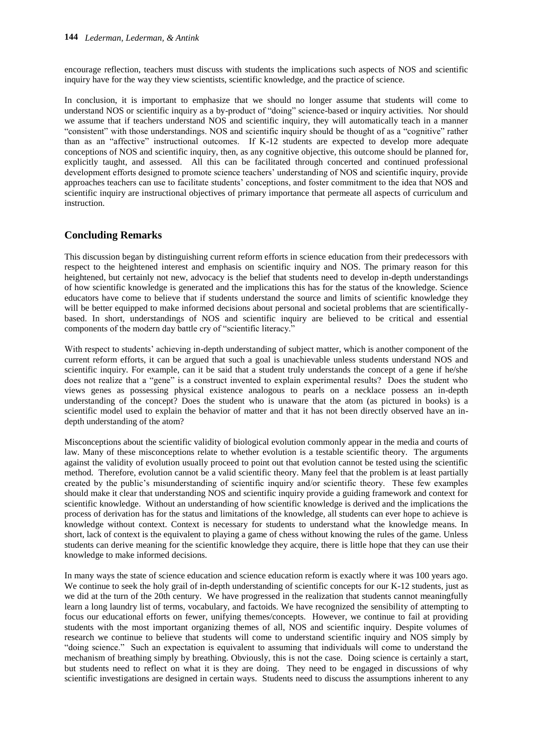encourage reflection, teachers must discuss with students the implications such aspects of NOS and scientific inquiry have for the way they view scientists, scientific knowledge, and the practice of science.

In conclusion, it is important to emphasize that we should no longer assume that students will come to understand NOS or scientific inquiry as a by-product of "doing" science-based or inquiry activities. Nor should we assume that if teachers understand NOS and scientific inquiry, they will automatically teach in a manner "consistent" with those understandings. NOS and scientific inquiry should be thought of as a "cognitive" rather than as an "affective" instructional outcomes. If K-12 students are expected to develop more adequate conceptions of NOS and scientific inquiry, then, as any cognitive objective, this outcome should be planned for, explicitly taught, and assessed. All this can be facilitated through concerted and continued professional development efforts designed to promote science teachers' understanding of NOS and scientific inquiry, provide approaches teachers can use to facilitate students' conceptions, and foster commitment to the idea that NOS and scientific inquiry are instructional objectives of primary importance that permeate all aspects of curriculum and instruction.

## Concluding Remarks

This discussion began by distinguishing current reform efforts in science education from their predecessors with respect to the heightened interest and emphasis on scientific inquiry and NOS. The primary reason for this heightened, but certainly not new, advocacy is the belief that students need to develop in-depth understandings of how scientific knowledge is generated and the implications this has for the status of the knowledge. Science educators have come to believe that if students understand the source and limits of scientific knowledge they will be better equipped to make informed decisions about personal and societal problems that are scientifically-based. In short, understandings of NOS and scientific inquiry are believed to be critical and essential components of the modern day battle cry of "scientific literacy."

With respect to students' achieving in-depth understanding of subject matter, which is another component of the current reform efforts, it can be argued that such a goal is unachievable unless students understand NOS and scientific inquiry. For example, can it be said that a student truly understands the concept of a gene if he/she does not realize that a "gene" is a construct invented to explain experimental results? Does the student who views genes as possessing physical existence analogous to pearls on a necklace possess an in-depth understanding of the concept? Does the student who is unaware that the atom (as pictured in books) is a scientific model used to explain the behavior of matter and that it has not been directly observed have an in-depth understanding of the atom?

Misconceptions about the scientific validity of biological evolution commonly appear in the media and courts of law. Many of these misconceptions relate to whether evolution is a testable scientific theory. The arguments against the validity of evolution usually proceed to point out that evolution cannot be tested using the scientific method. Therefore, evolution cannot be a valid scientific theory. Many feel that the problem is at least partially created by the public's misunderstanding of scientific inquiry and/or scientific theory. These few examples should make it clear that understanding NOS and scientific inquiry provide a guiding framework and context for scientific knowledge. Without an understanding of how scientific knowledge is derived and the implications the process of derivation has for the status and limitations of the knowledge, all students can ever hope to achieve is knowledge without context. Context is necessary for students to understand what the knowledge means. In short, lack of context is the equivalent to playing a game of chess without knowing the rules of the game. Unless students can derive meaning for the scientific knowledge they acquire, there is little hope that they can use their knowledge to make informed decisions.

In many ways the state of science education and science education reform is exactly where it was 100 years ago. We continue to seek the holy grail of in-depth understanding of scientific concepts for our K-12 students, just as we did at the turn of the 20th century. We have progressed in the realization that students cannot meaningfully learn a long laundry list of terms, vocabulary, and factoids. We have recognized the sensibility of attempting to focus our educational efforts on fewer, unifying themes/concepts. However, we continue to fail at providing students with the most important organizing themes of all, NOS and scientific inquiry. Despite volumes of research we continue to believe that students will come to understand scientific inquiry and NOS simply by "doing science." Such an expectation is equivalent to assuming that individuals will come to understand the mechanism of breathing simply by breathing. Obviously, this is not the case. Doing science is certainly a start, but students need to reflect on what it is they are doing. They need to be engaged in discussions of why scientific investigations are designed in certain ways. Students need to discuss the assumptions inherent to any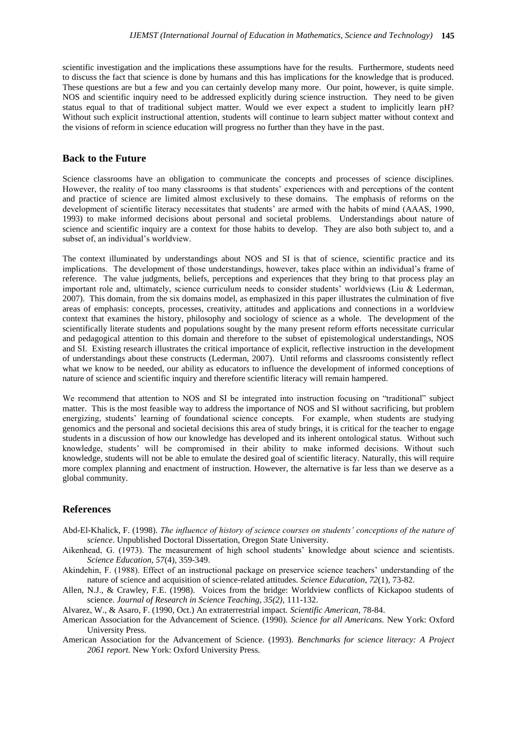scientific investigation and the implications these assumptions have for the results. Furthermore, students need to discuss the fact that science is done by humans and this has implications for the knowledge that is produced. These questions are but a few and you can certainly develop many more. Our point, however, is quite simple. NOS and scientific inquiry need to be addressed explicitly during science instruction. They need to be given status equal to that of traditional subject matter. Would we ever expect a student to implicitly learn pH? Without such explicit instructional attention, students will continue to learn subject matter without context and the visions of reform in science education will progress no further than they have in the past.

## Back to the Future

Science classrooms have an obligation to communicate the concepts and processes of science disciplines. However, the reality of too many classrooms is that students' experiences with and perceptions of the content and practice of science are limited almost exclusively to these domains. The emphasis of reforms on the development of scientific literacy necessitates that students' are armed with the habits of mind (AAAS, 1990, 1993) to make informed decisions about personal and societal problems. Understandings about nature of science and scientific inquiry are a context for those habits to develop. They are also both subject to, and a subset of, an individual's worldview.

The context illuminated by understandings about NOS and SI is that of science, scientific practice and its implications. The development of those understandings, however, takes place within an individual's frame of reference. The value judgments, beliefs, perceptions and experiences that they bring to that process play an important role and, ultimately, science curriculum needs to consider students' worldviews (Liu & Lederman, 2007). This domain, from the six domains model, as emphasized in this paper illustrates the culmination of five areas of emphasis: concepts, processes, creativity, attitudes and applications and connections in a worldview context that examines the history, philosophy and sociology of science as a whole. The development of the scientifically literate students and populations sought by the many present reform efforts necessitate curricular and pedagogical attention to this domain and therefore to the subset of epistemological understandings, NOS and SI. Existing research illustrates the critical importance of explicit, reflective instruction in the development of understandings about these constructs (Lederman, 2007). Until reforms and classrooms consistently reflect what we know to be needed, our ability as educators to influence the development of informed conceptions of nature of science and scientific inquiry and therefore scientific literacy will remain hampered.

We recommend that attention to NOS and SI be integrated into instruction focusing on "traditional" subject matter. This is the most feasible way to address the importance of NOS and SI without sacrificing, but problem energizing, students' learning of foundational science concepts. For example, when students are studying genomics and the personal and societal decisions this area of study brings, it is critical for the teacher to engage students in a discussion of how our knowledge has developed and its inherent ontological status. Without such knowledge, students' will be compromised in their ability to make informed decisions. Without such knowledge, students will not be able to emulate the desired goal of scientific literacy. Naturally, this will require more complex planning and enactment of instruction. However, the alternative is far less than we deserve as a global community.

## References

Abd-El-Khalick, F. (1998). *The influence of history of science courses on students' conceptions of the nature of science*. Unpublished Doctoral Dissertation, Oregon State University.

Aikenhead, G. (1973). The measurement of high school students' knowledge about science and scientists. *Science Education, 57*(4), 359-349.

Akindehin, F. (1988). Effect of an instructional package on preservice science teachers' understanding of the nature of science and acquisition of science-related attitudes. *Science Education, 72*(1), 73-82.

Allen, N.J., & Crawley, F.E. (1998). Voices from the bridge: Worldview conflicts of Kickapoo students of science. *Journal of Research in Science Teaching, 35(2)*, 111-132.

Alvarez, W., & Asaro, F. (1990, Oct.) An extraterrestrial impact. *Scientific American*, 78-84.

American Association for the Advancement of Science. (1990). *Science for all Americans.* New York: Oxford University Press.

American Association for the Advancement of Science. (1993). *Benchmarks for science literacy: A Project 2061 report.* New York: Oxford University Press.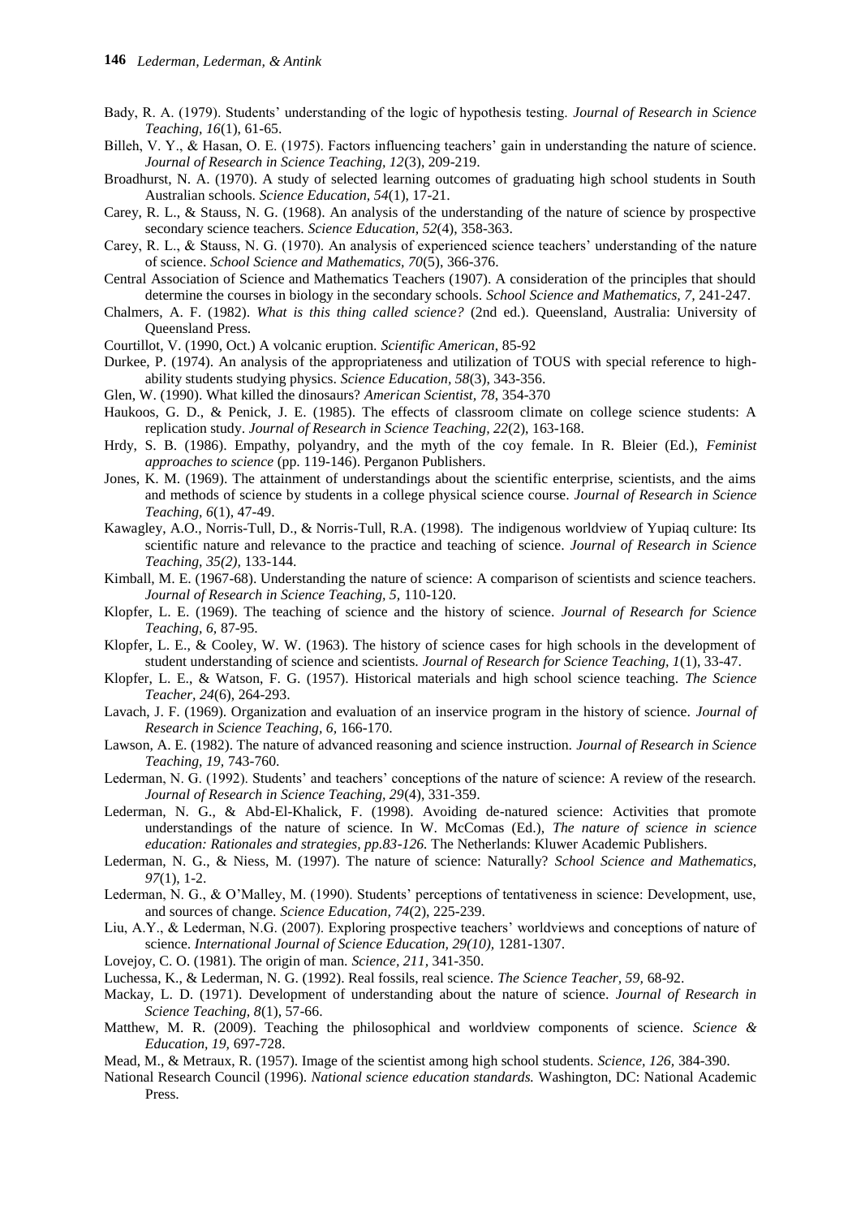Bady, R. A. (1979). Students' understanding of the logic of hypothesis testing. *Journal of Research in Science Teaching, 16*(1), 61-65.

Billeh, V. Y., & Hasan, O. E. (1975). Factors influencing teachers' gain in understanding the nature of science. *Journal of Research in Science Teaching, 12*(3), 209-219.

Broadhurst, N. A. (1970). A study of selected learning outcomes of graduating high school students in South Australian schools. *Science Education, 54*(1), 17-21.

Carey, R. L., & Stauss, N. G. (1968). An analysis of the understanding of the nature of science by prospective secondary science teachers. *Science Education, 52*(4), 358-363.

Carey, R. L., & Stauss, N. G. (1970). An analysis of experienced science teachers' understanding of the nature of science. *School Science and Mathematics, 70*(5), 366-376.

Central Association of Science and Mathematics Teachers (1907). A consideration of the principles that should determine the courses in biology in the secondary schools. *School Science and Mathematics, 7,* 241-247.

Chalmers, A. F. (1982). *What is this thing called science?* (2nd ed.). Queensland, Australia: University of Queensland Press.

Courtillot, V. (1990, Oct.) A volcanic eruption. *Scientific American*, 85-92

Durkee, P. (1974). An analysis of the appropriateness and utilization of TOUS with special reference to high-ability students studying physics. *Science Education, 58*(3), 343-356.

Glen, W. (1990). What killed the dinosaurs? *American Scientist, 78*, 354-370

Haukoos, G. D., & Penick, J. E. (1985). The effects of classroom climate on college science students: A replication study. *Journal of Research in Science Teaching, 22*(2), 163-168.

Hrdy, S. B. (1986). Empathy, polyandry, and the myth of the coy female. In R. Bleier (Ed.), *Feminist approaches to science* (pp. 119-146). Perganon Publishers.

Jones, K. M. (1969). The attainment of understandings about the scientific enterprise, scientists, and the aims and methods of science by students in a college physical science course. *Journal of Research in Science Teaching, 6*(1), 47-49.

Kawagley, A.O., Norris-Tull, D., & Norris-Tull, R.A. (1998). The indigenous worldview of Yupiaq culture: Its scientific nature and relevance to the practice and teaching of science. *Journal of Research in Science Teaching, 35(2),* 133-144.

Kimball, M. E. (1967-68). Understanding the nature of science: A comparison of scientists and science teachers. *Journal of Research in Science Teaching, 5,* 110-120.

Klopfer, L. E. (1969). The teaching of science and the history of science. *Journal of Research for Science Teaching, 6,* 87-95.

Klopfer, L. E., & Cooley, W. W. (1963). The history of science cases for high schools in the development of student understanding of science and scientists. *Journal of Research for Science Teaching, 1*(1), 33-47.

Klopfer, L. E., & Watson, F. G. (1957). Historical materials and high school science teaching. *The Science Teacher, 24*(6), 264-293.

Lavach, J. F. (1969). Organization and evaluation of an inservice program in the history of science. *Journal of Research in Science Teaching, 6,* 166-170.

Lawson, A. E. (1982). The nature of advanced reasoning and science instruction. *Journal of Research in Science Teaching, 19,* 743-760.

Lederman, N. G. (1992). Students' and teachers' conceptions of the nature of science: A review of the research. *Journal of Research in Science Teaching, 29*(4), 331-359.

Lederman, N. G., & Abd-El-Khalick, F. (1998). Avoiding de-natured science: Activities that promote understandings of the nature of science. In W. McComas (Ed.), *The nature of science in science education: Rationales and strategies, pp.83-126.* The Netherlands: Kluwer Academic Publishers.

Lederman, N. G., & Niess, M. (1997). The nature of science: Naturally? *School Science and Mathematics, 97*(1), 1-2.

Lederman, N. G., & O'Malley, M. (1990). Students' perceptions of tentativeness in science: Development, use, and sources of change. *Science Education, 74*(2), 225-239.

Liu, A.Y., & Lederman, N.G. (2007). Exploring prospective teachers' worldviews and conceptions of nature of science. *International Journal of Science Education, 29(10),* 1281-1307.

Lovejoy, C. O. (1981). The origin of man. *Science, 211,* 341-350.

Luchessa, K., & Lederman, N. G. (1992). Real fossils, real science. *The Science Teacher, 59,* 68-92.

Mackay, L. D. (1971). Development of understanding about the nature of science. *Journal of Research in Science Teaching, 8*(1), 57-66.

Matthew, M. R. (2009). Teaching the philosophical and worldview components of science. *Science & Education, 19,* 697-728.

Mead, M., & Metraux, R. (1957). Image of the scientist among high school students. *Science, 126,* 384-390.

National Research Council (1996). *National science education standards.* Washington, DC: National Academic Press.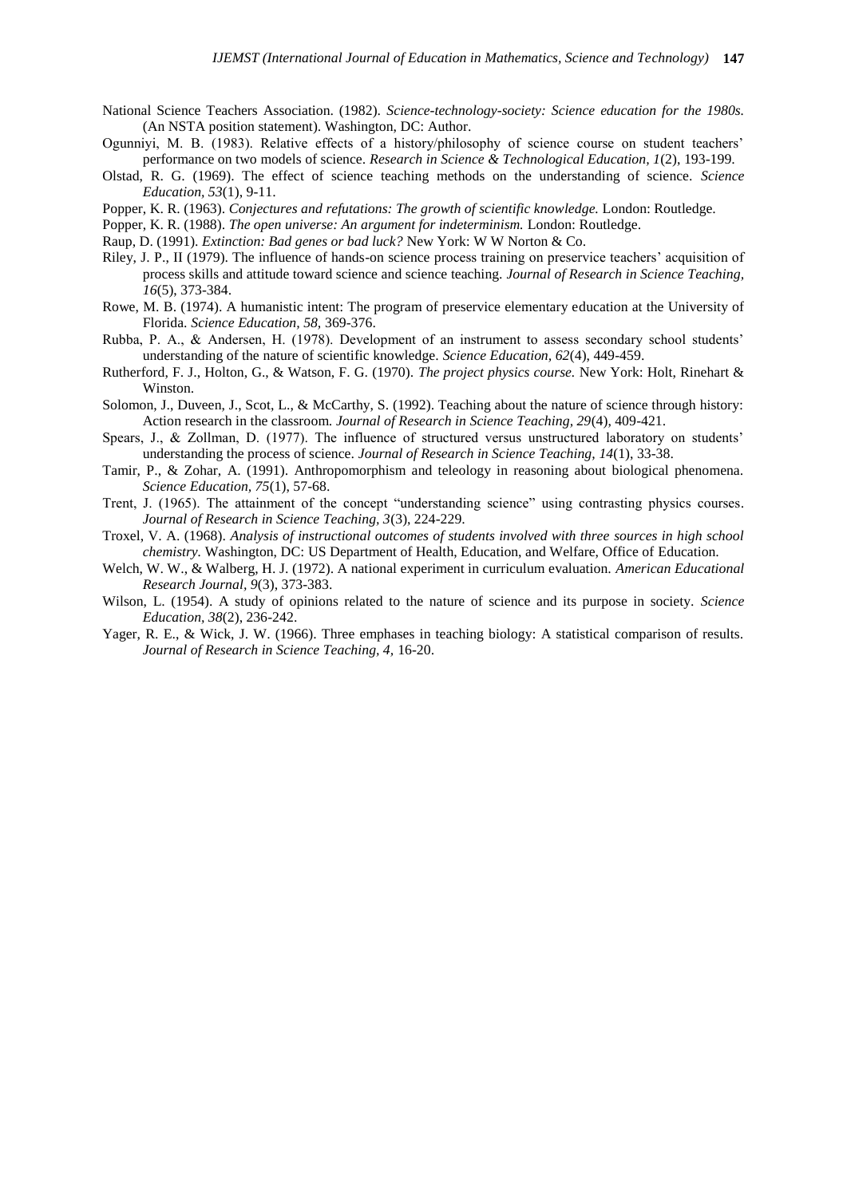National Science Teachers Association. (1982). *Science-technology-society: Science education for the 1980s.* (An NSTA position statement). Washington, DC: Author.

Ogunniyi, M. B. (1983). Relative effects of a history/philosophy of science course on student teachers' performance on two models of science. *Research in Science & Technological Education, 1*(2), 193-199.

Olstad, R. G. (1969). The effect of science teaching methods on the understanding of science. *Science Education, 53*(1), 9-11.

Popper, K. R. (1963). *Conjectures and refutations: The growth of scientific knowledge.* London: Routledge.

Popper, K. R. (1988). *The open universe: An argument for indeterminism.* London: Routledge.

Raup, D. (1991). *Extinction: Bad genes or bad luck?* New York: W W Norton & Co.

Riley, J. P., II (1979). The influence of hands-on science process training on preservice teachers' acquisition of process skills and attitude toward science and science teaching. *Journal of Research in Science Teaching, 16*(5), 373-384.

Rowe, M. B. (1974). A humanistic intent: The program of preservice elementary education at the University of Florida. *Science Education, 58,* 369-376.

Rubba, P. A., & Andersen, H. (1978). Development of an instrument to assess secondary school students' understanding of the nature of scientific knowledge. *Science Education, 62*(4), 449-459.

Rutherford, F. J., Holton, G., & Watson, F. G. (1970). *The project physics course.* New York: Holt, Rinehart & Winston.

Solomon, J., Duveen, J., Scot, L., & McCarthy, S. (1992). Teaching about the nature of science through history: Action research in the classroom. *Journal of Research in Science Teaching, 29*(4), 409-421.

Spears, J., & Zollman, D. (1977). The influence of structured versus unstructured laboratory on students' understanding the process of science. *Journal of Research in Science Teaching, 14*(1), 33-38.

Tamir, P., & Zohar, A. (1991). Anthropomorphism and teleology in reasoning about biological phenomena. *Science Education, 75*(1), 57-68.

Trent, J. (1965). The attainment of the concept "understanding science" using contrasting physics courses. *Journal of Research in Science Teaching, 3*(3), 224-229.

Troxel, V. A. (1968). *Analysis of instructional outcomes of students involved with three sources in high school chemistry.* Washington, DC: US Department of Health, Education, and Welfare, Office of Education.

Welch, W. W., & Walberg, H. J. (1972). A national experiment in curriculum evaluation. *American Educational Research Journal, 9*(3), 373-383.

Wilson, L. (1954). A study of opinions related to the nature of science and its purpose in society. *Science Education, 38*(2), 236-242.

Yager, R. E., & Wick, J. W. (1966). Three emphases in teaching biology: A statistical comparison of results. *Journal of Research in Science Teaching, 4,* 16-20.